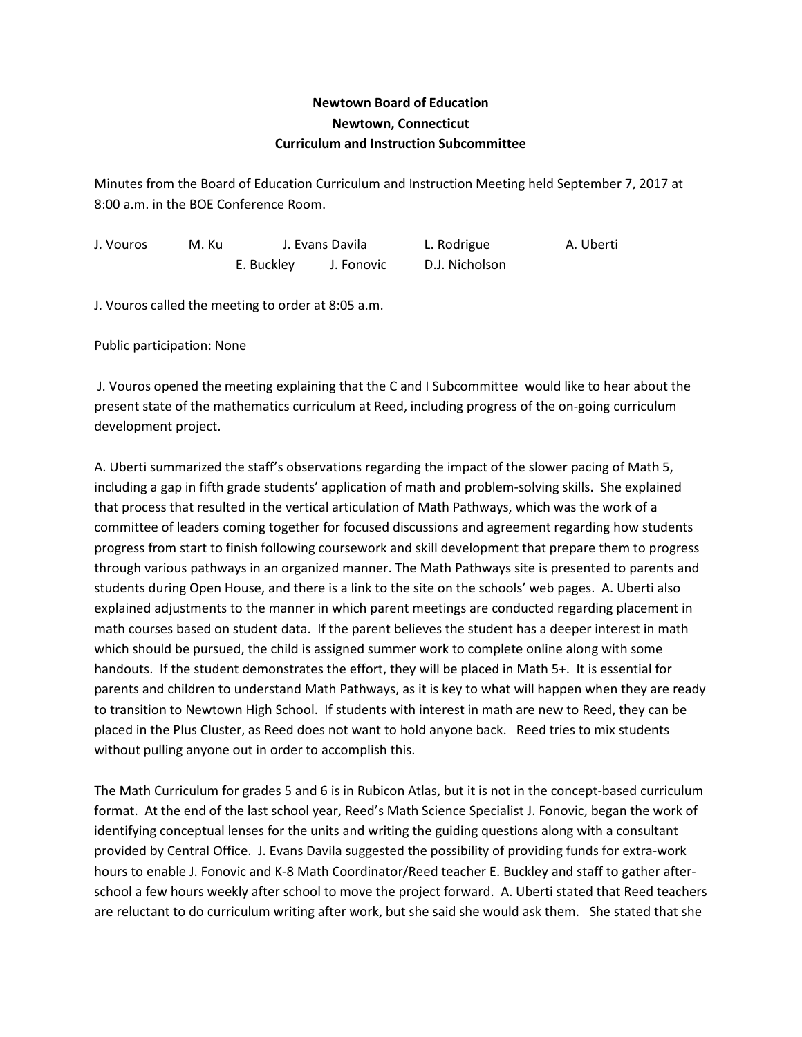**Newtown Board of Education**
**Newtown, Connecticut**
**Curriculum and Instruction Subcommittee**

Minutes from the Board of Education Curriculum and Instruction Meeting held September 7, 2017 at 8:00 a.m. in the BOE Conference Room.

J. Vouros M. Ku J. Evans Davila L. Rodrigue A. Uberti
E. Buckley J. Fonovic D.J. Nicholson

J. Vouros called the meeting to order at 8:05 a.m.

Public participation: None

J. Vouros opened the meeting explaining that the C and I Subcommittee would like to hear about the present state of the mathematics curriculum at Reed, including progress of the on-going curriculum development project.

A. Uberti summarized the staff's observations regarding the impact of the slower pacing of Math 5, including a gap in fifth grade students' application of math and problem-solving skills. She explained that process that resulted in the vertical articulation of Math Pathways, which was the work of a committee of leaders coming together for focused discussions and agreement regarding how students progress from start to finish following coursework and skill development that prepare them to progress through various pathways in an organized manner. The Math Pathways site is presented to parents and students during Open House, and there is a link to the site on the schools' web pages. A. Uberti also explained adjustments to the manner in which parent meetings are conducted regarding placement in math courses based on student data. If the parent believes the student has a deeper interest in math which should be pursued, the child is assigned summer work to complete online along with some handouts. If the student demonstrates the effort, they will be placed in Math 5+. It is essential for parents and children to understand Math Pathways, as it is key to what will happen when they are ready to transition to Newtown High School. If students with interest in math are new to Reed, they can be placed in the Plus Cluster, as Reed does not want to hold anyone back. Reed tries to mix students without pulling anyone out in order to accomplish this.

The Math Curriculum for grades 5 and 6 is in Rubicon Atlas, but it is not in the concept-based curriculum format. At the end of the last school year, Reed's Math Science Specialist J. Fonovic, began the work of identifying conceptual lenses for the units and writing the guiding questions along with a consultant provided by Central Office. J. Evans Davila suggested the possibility of providing funds for extra-work hours to enable J. Fonovic and K-8 Math Coordinator/Reed teacher E. Buckley and staff to gather after-school a few hours weekly after school to move the project forward. A. Uberti stated that Reed teachers are reluctant to do curriculum writing after work, but she said she would ask them. She stated that she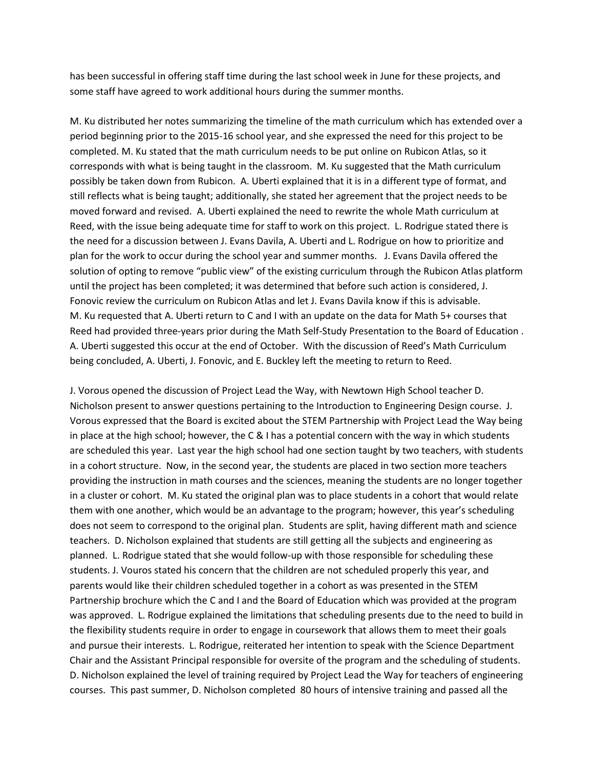has been successful in offering staff time during the last school week in June for these projects, and some staff have agreed to work additional hours during the summer months.

M. Ku distributed her notes summarizing the timeline of the math curriculum which has extended over a period beginning prior to the 2015-16 school year, and she expressed the need for this project to be completed. M. Ku stated that the math curriculum needs to be put online on Rubicon Atlas, so it corresponds with what is being taught in the classroom. M. Ku suggested that the Math curriculum possibly be taken down from Rubicon. A. Uberti explained that it is in a different type of format, and still reflects what is being taught; additionally, she stated her agreement that the project needs to be moved forward and revised. A. Uberti explained the need to rewrite the whole Math curriculum at Reed, with the issue being adequate time for staff to work on this project. L. Rodrigue stated there is the need for a discussion between J. Evans Davila, A. Uberti and L. Rodrigue on how to prioritize and plan for the work to occur during the school year and summer months. J. Evans Davila offered the solution of opting to remove "public view" of the existing curriculum through the Rubicon Atlas platform until the project has been completed; it was determined that before such action is considered, J. Fonovic review the curriculum on Rubicon Atlas and let J. Evans Davila know if this is advisable. M. Ku requested that A. Uberti return to C and I with an update on the data for Math 5+ courses that Reed had provided three-years prior during the Math Self-Study Presentation to the Board of Education . A. Uberti suggested this occur at the end of October. With the discussion of Reed's Math Curriculum being concluded, A. Uberti, J. Fonovic, and E. Buckley left the meeting to return to Reed.

J. Vorous opened the discussion of Project Lead the Way, with Newtown High School teacher D. Nicholson present to answer questions pertaining to the Introduction to Engineering Design course. J. Vorous expressed that the Board is excited about the STEM Partnership with Project Lead the Way being in place at the high school; however, the C & I has a potential concern with the way in which students are scheduled this year. Last year the high school had one section taught by two teachers, with students in a cohort structure. Now, in the second year, the students are placed in two section more teachers providing the instruction in math courses and the sciences, meaning the students are no longer together in a cluster or cohort. M. Ku stated the original plan was to place students in a cohort that would relate them with one another, which would be an advantage to the program; however, this year's scheduling does not seem to correspond to the original plan. Students are split, having different math and science teachers. D. Nicholson explained that students are still getting all the subjects and engineering as planned. L. Rodrigue stated that she would follow-up with those responsible for scheduling these students. J. Vouros stated his concern that the children are not scheduled properly this year, and parents would like their children scheduled together in a cohort as was presented in the STEM Partnership brochure which the C and I and the Board of Education which was provided at the program was approved. L. Rodrigue explained the limitations that scheduling presents due to the need to build in the flexibility students require in order to engage in coursework that allows them to meet their goals and pursue their interests. L. Rodrigue, reiterated her intention to speak with the Science Department Chair and the Assistant Principal responsible for oversite of the program and the scheduling of students. D. Nicholson explained the level of training required by Project Lead the Way for teachers of engineering courses. This past summer, D. Nicholson completed 80 hours of intensive training and passed all the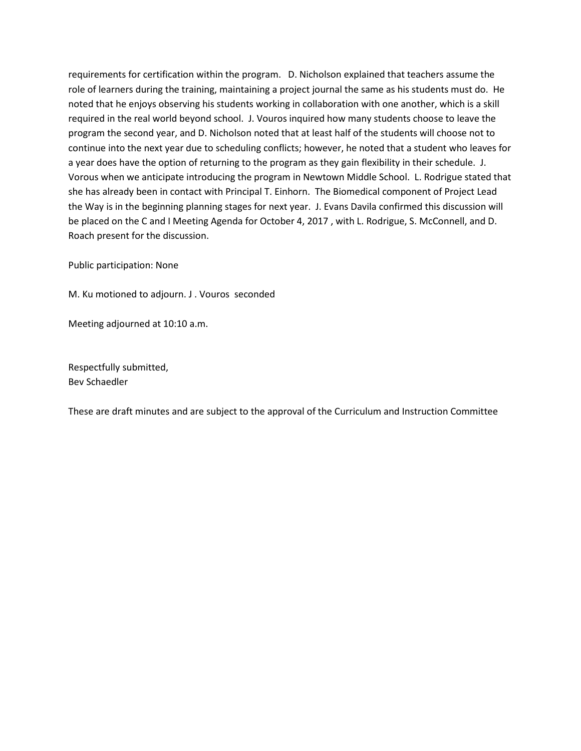requirements for certification within the program. D. Nicholson explained that teachers assume the role of learners during the training, maintaining a project journal the same as his students must do. He noted that he enjoys observing his students working in collaboration with one another, which is a skill required in the real world beyond school. J. Vouros inquired how many students choose to leave the program the second year, and D. Nicholson noted that at least half of the students will choose not to continue into the next year due to scheduling conflicts; however, he noted that a student who leaves for a year does have the option of returning to the program as they gain flexibility in their schedule. J. Vorous when we anticipate introducing the program in Newtown Middle School. L. Rodrigue stated that she has already been in contact with Principal T. Einhorn. The Biomedical component of Project Lead the Way is in the beginning planning stages for next year. J. Evans Davila confirmed this discussion will be placed on the C and I Meeting Agenda for October 4, 2017 , with L. Rodrigue, S. McConnell, and D. Roach present for the discussion.

Public participation: None

M. Ku motioned to adjourn. J . Vouros seconded

Meeting adjourned at 10:10 a.m.

Respectfully submitted,
Bev Schaedler

These are draft minutes and are subject to the approval of the Curriculum and Instruction Committee